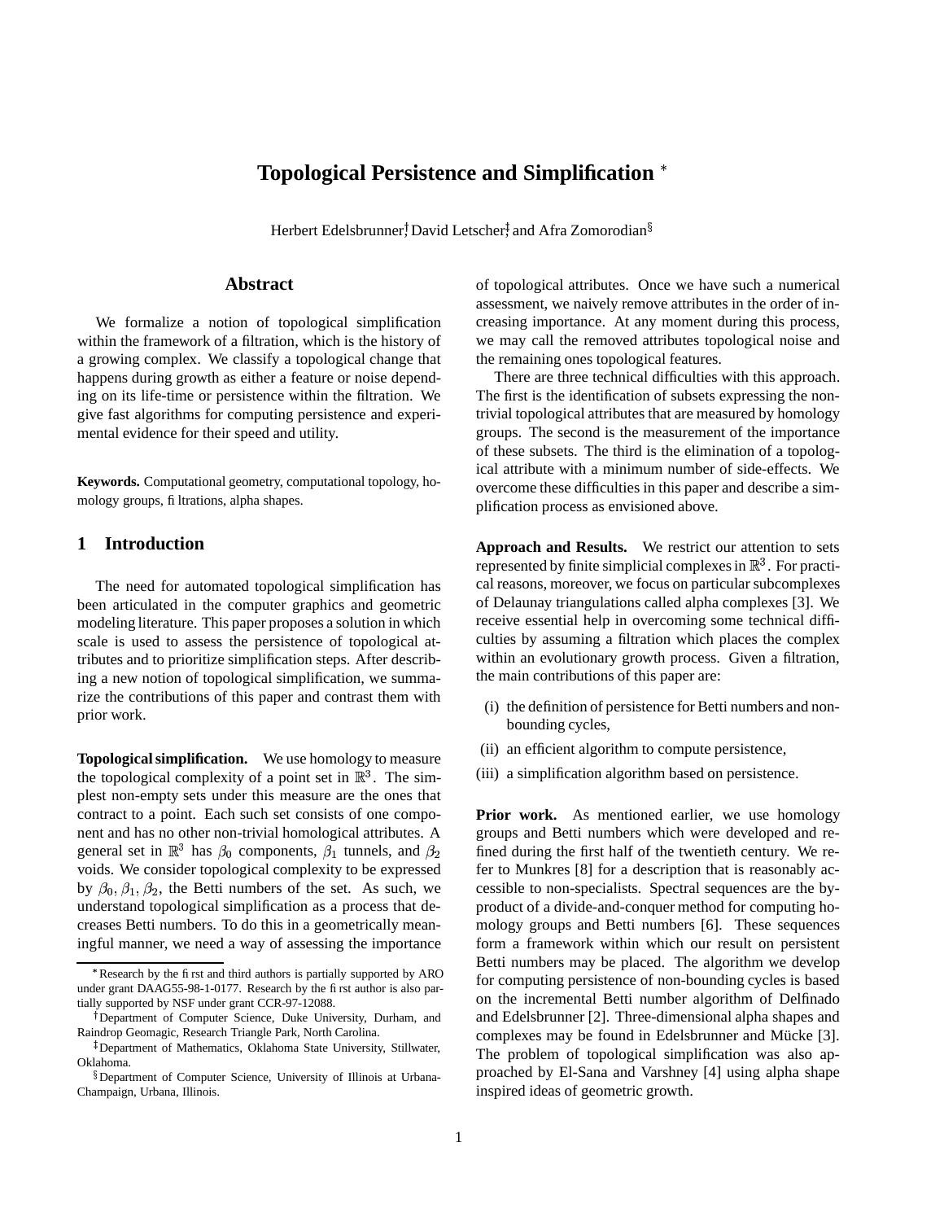# Topological Persistence and Simplification *

Herbert Edelsbrunner[†], David Letscher[‡], and Afra Zomorodian[§]

## Abstract

We formalize a notion of topological simplification within the framework of a filtration, which is the history of a growing complex. We classify a topological change that happens during growth as either a feature or noise depending on its life-time or persistence within the filtration. We give fast algorithms for computing persistence and experimental evidence for their speed and utility.

**Keywords.** Computational geometry, computational topology, homology groups, filtrations, alpha shapes.

## 1 Introduction

The need for automated topological simplification has been articulated in the computer graphics and geometric modeling literature. This paper proposes a solution in which scale is used to assess the persistence of topological attributes and to prioritize simplification steps. After describing a new notion of topological simplification, we summarize the contributions of this paper and contrast them with prior work.

**Topological simplification.** We use homology to measure the topological complexity of a point set in $\mathbb{R}^3$. The simplest non-empty sets under this measure are the ones that contract to a point. Each such set consists of one component and has no other non-trivial homological attributes. A general set in $\mathbb{R}^3$ has $\beta_0$ components, $\beta_1$ tunnels, and $\beta_2$ voids. We consider topological complexity to be expressed by $\beta_0, \beta_1, \beta_2$, the Betti numbers of the set. As such, we understand topological simplification as a process that decreases Betti numbers. To do this in a geometrically meaningful manner, we need a way of assessing the importance of topological attributes. Once we have such a numerical assessment, we naively remove attributes in the order of increasing importance. At any moment during this process, we may call the removed attributes topological noise and the remaining ones topological features.

There are three technical difficulties with this approach. The first is the identification of subsets expressing the non-trivial topological attributes that are measured by homology groups. The second is the measurement of the importance of these subsets. The third is the elimination of a topological attribute with a minimum number of side-effects. We overcome these difficulties in this paper and describe a simplification process as envisioned above.

**Approach and Results.** We restrict our attention to sets represented by finite simplicial complexes in $\mathbb{R}^3$. For practical reasons, moreover, we focus on particular subcomplexes of Delaunay triangulations called alpha complexes [3]. We receive essential help in overcoming some technical difficulties by assuming a filtration which places the complex within an evolutionary growth process. Given a filtration, the main contributions of this paper are:

- (i) the definition of persistence for Betti numbers and non-bounding cycles,
- (ii) an efficient algorithm to compute persistence,
- (iii) a simplification algorithm based on persistence.

**Prior work.** As mentioned earlier, we use homology groups and Betti numbers which were developed and refined during the first half of the twentieth century. We refer to Munkres [8] for a description that is reasonably accessible to non-specialists. Spectral sequences are the by-product of a divide-and-conquer method for computing homology groups and Betti numbers [6]. These sequences form a framework within which our result on persistent Betti numbers may be placed. The algorithm we develop for computing persistence of non-bounding cycles is based on the incremental Betti number algorithm of Delfinado and Edelsbrunner [2]. Three-dimensional alpha shapes and complexes may be found in Edelsbrunner and Mücke [3]. The problem of topological simplification was also approached by El-Sana and Varshney [4] using alpha shape inspired ideas of geometric growth.

---

* Research by the first and third authors is partially supported by ARO under grant DAAG55-98-1-0177. Research by the first author is also partially supported by NSF under grant CCR-97-12088.

† Department of Computer Science, Duke University, Durham, and Raindrop Geomagic, Research Triangle Park, North Carolina.

‡ Department of Mathematics, Oklahoma State University, Stillwater, Oklahoma.

§ Department of Computer Science, University of Illinois at Urbana-Champaign, Urbana, Illinois.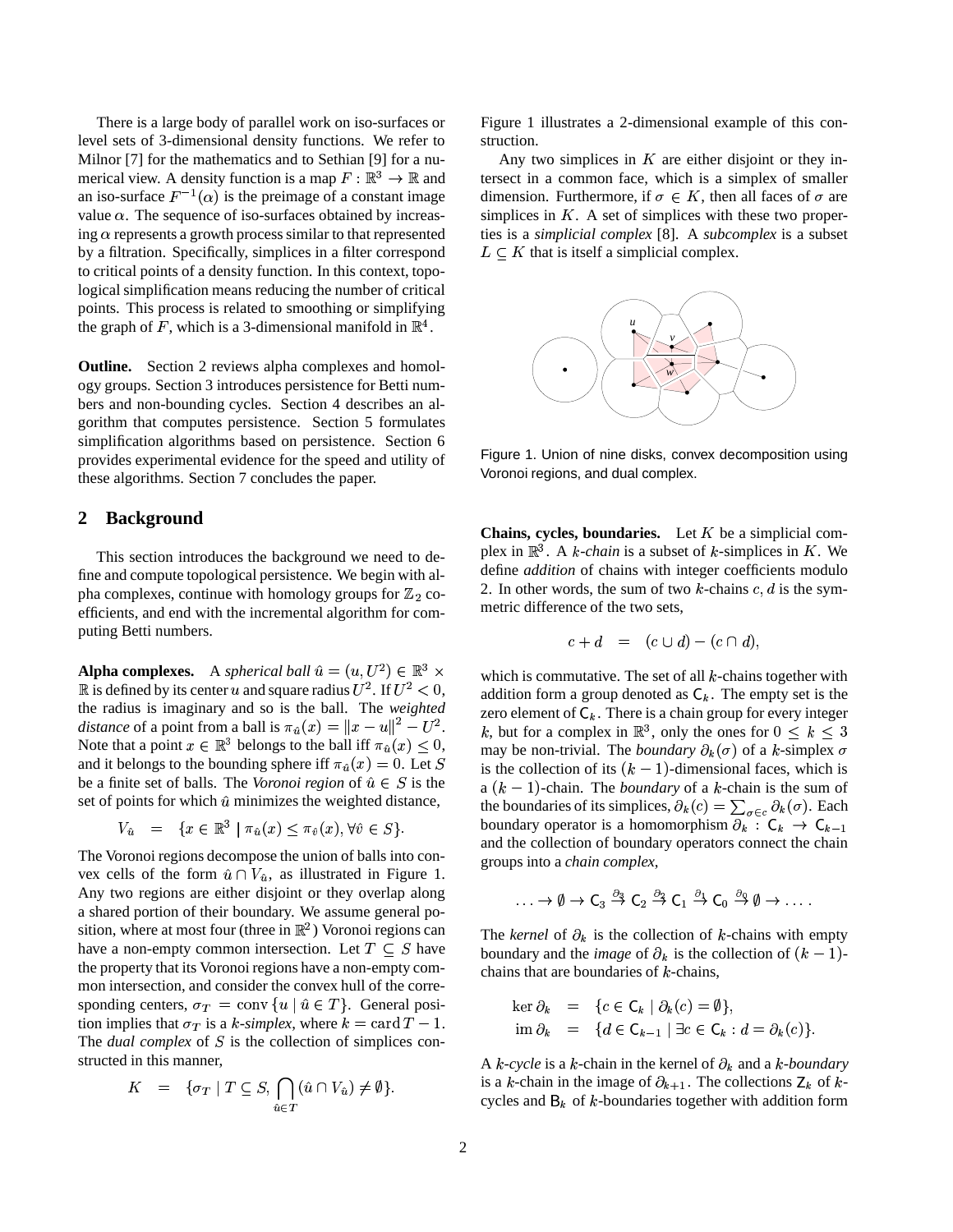There is a large body of parallel work on iso-surfaces or level sets of 3-dimensional density functions. We refer to Milnor [7] for the mathematics and to Sethian [9] for a numerical view. A density function is a map $F : \mathbb{R}^3 \to \mathbb{R}$ and an iso-surface $F^{-1}(\alpha)$ is the preimage of a constant image value $\alpha$. The sequence of iso-surfaces obtained by increasing $\alpha$ represents a growth process similar to that represented by a filtration. Specifically, simplices in a filter correspond to critical points of a density function. In this context, topological simplification means reducing the number of critical points. This process is related to smoothing or simplifying the graph of $F$, which is a 3-dimensional manifold in $\mathbb{R}^4$.

**Outline.** Section 2 reviews alpha complexes and homology groups. Section 3 introduces persistence for Betti numbers and non-bounding cycles. Section 4 describes an algorithm that computes persistence. Section 5 formulates simplification algorithms based on persistence. Section 6 provides experimental evidence for the speed and utility of these algorithms. Section 7 concludes the paper.

## 2 Background

This section introduces the background we need to define and compute topological persistence. We begin with alpha complexes, continue with homology groups for $\mathbb{Z}_2$ coefficients, and end with the incremental algorithm for computing Betti numbers.

**Alpha complexes.** A *spherical ball* $\hat{u} = (u, U^2) \in \mathbb{R}^3 \times \mathbb{R}$ is defined by its center $u$ and square radius $U^2$. If $U^2 < 0$, the radius is imaginary and so is the ball. The *weighted distance* of a point from a ball is $\pi_{\hat{u}}(x) = \|x - u\|^2 - U^2$. Note that a point $x \in \mathbb{R}^3$ belongs to the ball iff $\pi_{\hat{u}}(x) \le 0$, and it belongs to the bounding sphere iff $\pi_{\hat{u}}(x) = 0$. Let $S$ be a finite set of balls. The *Voronoi region* of $\hat{u} \in S$ is the set of points for which $\hat{u}$ minimizes the weighted distance,

$$V_{\hat{u}} \;=\; \{x \in \mathbb{R}^3 \mid \pi_{\hat{u}}(x) \le \pi_{\hat{v}}(x), \forall \hat{v} \in S\}.$$

The Voronoi regions decompose the union of balls into convex cells of the form $\hat{u} \cap V_{\hat{u}}$, as illustrated in Figure 1. Any two regions are either disjoint or they overlap along a shared portion of their boundary. We assume general position, where at most four (three in $\mathbb{R}^2$) Voronoi regions can have a non-empty common intersection. Let $T \subseteq S$ have the property that its Voronoi regions have a non-empty common intersection, and consider the convex hull of the corresponding centers, $\sigma_T = \text{conv}\,\{u \mid \hat{u} \in T\}$. General position implies that $\sigma_T$ is a *k-simplex*, where $k = \text{card}\, T - 1$. The *dual complex* of $S$ is the collection of simplices constructed in this manner,

$$K \;=\; \{\sigma_T \mid T \subseteq S, \bigcap_{\hat{u} \in T} (\hat{u} \cap V_{\hat{u}}) \neq \emptyset\}.$$

Figure 1 illustrates a 2-dimensional example of this construction.

Any two simplices in $K$ are either disjoint or they intersect in a common face, which is a simplex of smaller dimension. Furthermore, if $\sigma \in K$, then all faces of $\sigma$ are simplices in $K$. A set of simplices with these two properties is a *simplicial complex* [8]. A *subcomplex* is a subset $L \subseteq K$ that is itself a simplicial complex.

Figure 1. Union of nine disks, convex decomposition using Voronoi regions, and dual complex.

**Chains, cycles, boundaries.** Let $K$ be a simplicial complex in $\mathbb{R}^3$. A *k-chain* is a subset of $k$-simplices in $K$. We define *addition* of chains with integer coefficients modulo 2. In other words, the sum of two $k$-chains $c, d$ is the symmetric difference of the two sets,

$$c + d \;=\; (c \cup d) - (c \cap d),$$

which is commutative. The set of all $k$-chains together with addition form a group denoted as $\mathsf{C}_k$. The empty set is the zero element of $\mathsf{C}_k$. There is a chain group for every integer $k$, but for a complex in $\mathbb{R}^3$, only the ones for $0 \le k \le 3$ may be non-trivial. The *boundary* $\partial_k(\sigma)$ of a $k$-simplex $\sigma$ is the collection of its $(k-1)$-dimensional faces, which is a $(k-1)$-chain. The *boundary* of a $k$-chain is the sum of the boundaries of its simplices, $\partial_k(c) = \sum_{\sigma \in c} \partial_k(\sigma)$. Each boundary operator is a homomorphism $\partial_k : \mathsf{C}_k \to \mathsf{C}_{k-1}$ and the collection of boundary operators connect the chain groups into a *chain complex*,

$$\ldots \to \emptyset \to \mathsf{C}_3 \xrightarrow{\partial_3} \mathsf{C}_2 \xrightarrow{\partial_2} \mathsf{C}_1 \xrightarrow{\partial_1} \mathsf{C}_0 \xrightarrow{\partial_0} \emptyset \to \ldots.$$

The *kernel* of $\partial_k$ is the collection of $k$-chains with empty boundary and the *image* of $\partial_k$ is the collection of $(k-1)$-chains that are boundaries of $k$-chains,

$$\begin{aligned} \ker \partial_k &= \{c \in \mathsf{C}_k \mid \partial_k(c) = \emptyset\}, \\ \text{im}\, \partial_k &= \{d \in \mathsf{C}_{k-1} \mid \exists c \in \mathsf{C}_k : d = \partial_k(c)\}. \end{aligned}$$

A *k-cycle* is a $k$-chain in the kernel of $\partial_k$ and a *k-boundary* is a $k$-chain in the image of $\partial_{k+1}$. The collections $\mathsf{Z}_k$ of $k$-cycles and $\mathsf{B}_k$ of $k$-boundaries together with addition form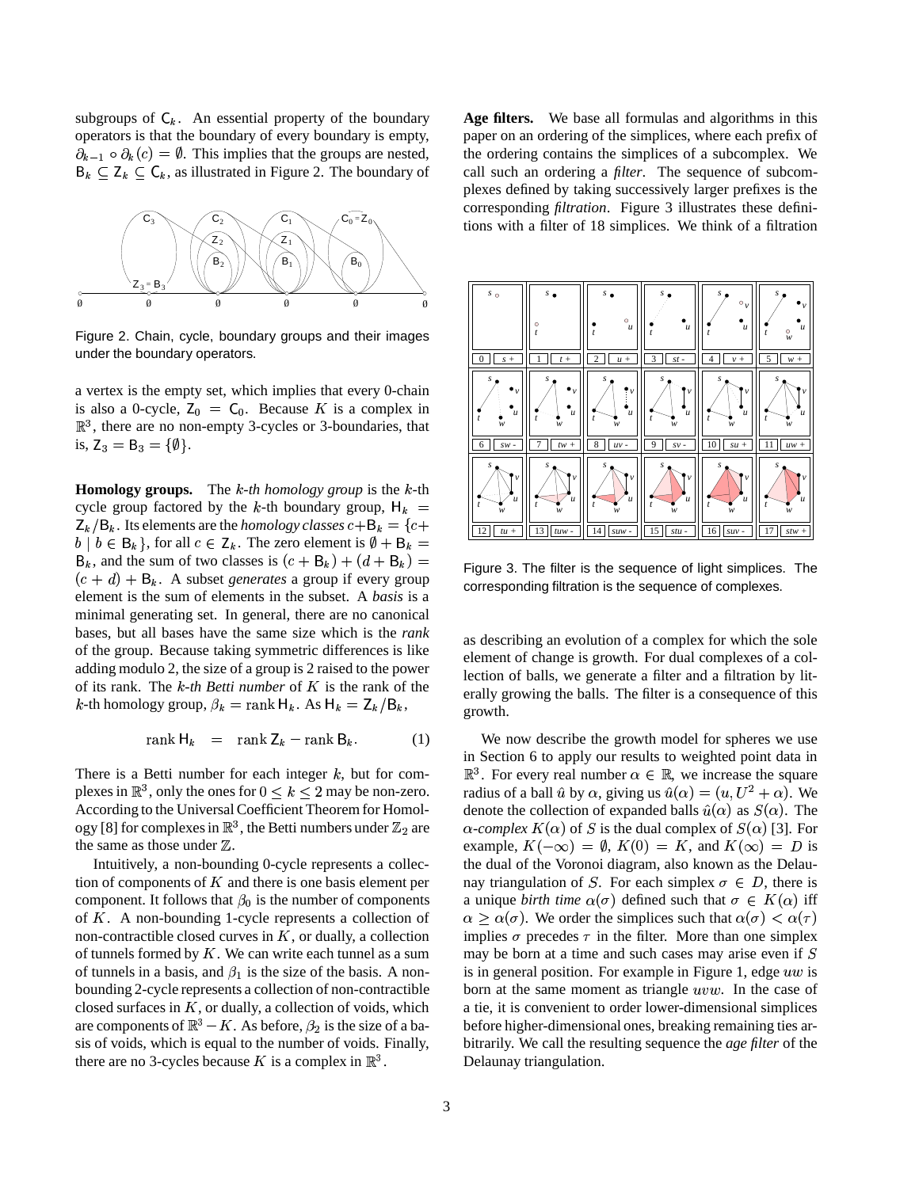subgroups of $\mathsf{C}_k$. An essential property of the boundary operators is that the boundary of every boundary is empty, $\partial_{k-1} \circ \partial_k(c) = \emptyset$. This implies that the groups are nested, $\mathsf{B}_k \subseteq \mathsf{Z}_k \subseteq \mathsf{C}_k$, as illustrated in Figure 2. The boundary of

Figure 2. Chain, cycle, boundary groups and their images under the boundary operators.

a vertex is the empty set, which implies that every 0-chain is also a 0-cycle, $\mathsf{Z}_0 = \mathsf{C}_0$. Because $K$ is a complex in $\mathbb{R}^3$, there are no non-empty 3-cycles or 3-boundaries, that is, $\mathsf{Z}_3 = \mathsf{B}_3 = \{\emptyset\}$.

**Homology groups.** The *k-th homology group* is the $k$-th cycle group factored by the $k$-th boundary group, $\mathsf{H}_k = \mathsf{Z}_k/\mathsf{B}_k$. Its elements are the *homology classes* $c+\mathsf{B}_k = \{c + b \mid b \in \mathsf{B}_k\}$, for all $c \in \mathsf{Z}_k$. The zero element is $\emptyset + \mathsf{B}_k = \mathsf{B}_k$, and the sum of two classes is $(c + \mathsf{B}_k) + (d + \mathsf{B}_k) = (c + d) + \mathsf{B}_k$. A subset *generates* a group if every group element is the sum of elements in the subset. A *basis* is a minimal generating set. In general, there are no canonical bases, but all bases have the same size which is the *rank* of the group. Because taking symmetric differences is like adding modulo 2, the size of a group is 2 raised to the power of its rank. The *k-th Betti number* of $K$ is the rank of the $k$-th homology group, $\beta_k = \text{rank}\, \mathsf{H}_k$. As $\mathsf{H}_k = \mathsf{Z}_k/\mathsf{B}_k$,

$$\text{rank}\, \mathsf{H}_k = \text{rank}\, \mathsf{Z}_k - \text{rank}\, \mathsf{B}_k. \tag{1}$$

There is a Betti number for each integer $k$, but for complexes in $\mathbb{R}^3$, only the ones for $0 \leq k \leq 2$ may be non-zero. According to the Universal Coefficient Theorem for Homology [8] for complexes in $\mathbb{R}^3$, the Betti numbers under $\mathbb{Z}_2$ are the same as those under $\mathbb{Z}$.

Intuitively, a non-bounding 0-cycle represents a collection of components of $K$ and there is one basis element per component. It follows that $\beta_0$ is the number of components of $K$. A non-bounding 1-cycle represents a collection of non-contractible closed curves in $K$, or dually, a collection of tunnels formed by $K$. We can write each tunnel as a sum of tunnels in a basis, and $\beta_1$ is the size of the basis. A non-bounding 2-cycle represents a collection of non-contractible closed surfaces in $K$, or dually, a collection of voids, which are components of $\mathbb{R}^3 - K$. As before, $\beta_2$ is the size of a basis of voids, which is equal to the number of voids. Finally, there are no 3-cycles because $K$ is a complex in $\mathbb{R}^3$.

**Age filters.** We base all formulas and algorithms in this paper on an ordering of the simplices, where each prefix of the ordering contains the simplices of a subcomplex. We call such an ordering a *filter*. The sequence of subcomplexes defined by taking successively larger prefixes is the corresponding *filtration*. Figure 3 illustrates these definitions with a filter of 18 simplices. We think of a filtration

Figure 3. The filter is the sequence of light simplices. The corresponding filtration is the sequence of complexes.

as describing an evolution of a complex for which the sole element of change is growth. For dual complexes of a collection of balls, we generate a filter and a filtration by literally growing the balls. The filter is a consequence of this growth.

We now describe the growth model for spheres we use in Section 6 to apply our results to weighted point data in $\mathbb{R}^3$. For every real number $\alpha \in \mathbb{R}$, we increase the square radius of a ball $\hat{u}$ by $\alpha$, giving us $\hat{u}(\alpha) = (u, U^2 + \alpha)$. We denote the collection of expanded balls $\hat{u}(\alpha)$ as $S(\alpha)$. The *$\alpha$-complex* $K(\alpha)$ of $S$ is the dual complex of $S(\alpha)$ [3]. For example, $K(-\infty) = \emptyset$, $K(0) = K$, and $K(\infty) = D$ is the dual of the Voronoi diagram, also known as the Delaunay triangulation of $S$. For each simplex $\sigma \in D$, there is a unique *birth time* $\alpha(\sigma)$ defined such that $\sigma \in K(\alpha)$ iff $\alpha \geq \alpha(\sigma)$. We order the simplices such that $\alpha(\sigma) < \alpha(\tau)$ implies $\sigma$ precedes $\tau$ in the filter. More than one simplex may be born at a time and such cases may arise even if $S$ is in general position. For example in Figure 1, edge $uw$ is born at the same moment as triangle $uvw$. In the case of a tie, it is convenient to order lower-dimensional simplices before higher-dimensional ones, breaking remaining ties arbitrarily. We call the resulting sequence the *age filter* of the Delaunay triangulation.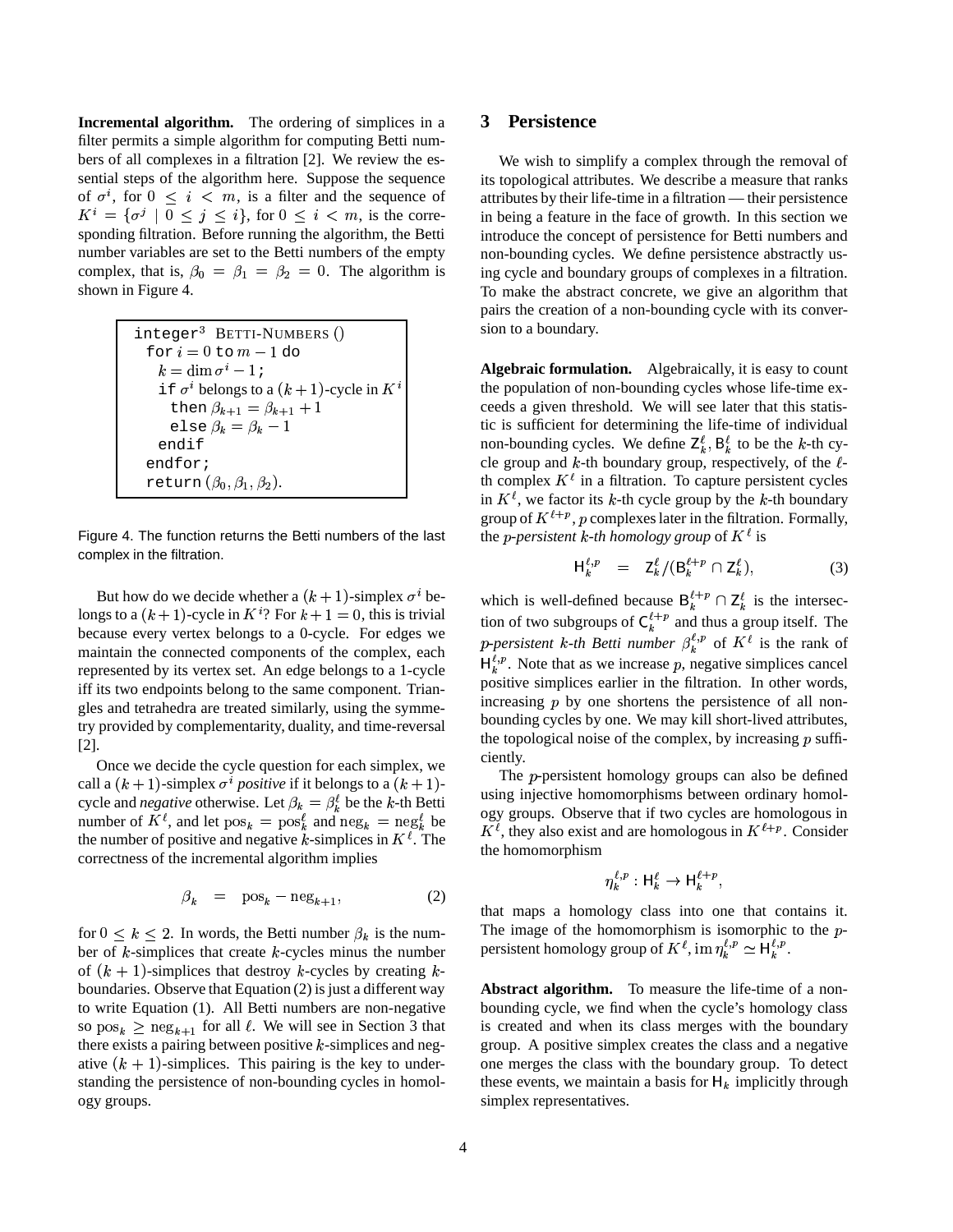**Incremental algorithm.** The ordering of simplices in a filter permits a simple algorithm for computing Betti numbers of all complexes in a filtration [2]. We review the essential steps of the algorithm here. Suppose the sequence of $\sigma^i$, for $0 \leq i < m$, is a filter and the sequence of $K^i = \{\sigma^j \mid 0 \leq j \leq i\}$, for $0 \leq i < m$, is the corresponding filtration. Before running the algorithm, the Betti number variables are set to the Betti numbers of the empty complex, that is, $\beta_0 = \beta_1 = \beta_2 = 0$. The algorithm is shown in Figure 4.

```
integer³ BETTI-NUMBERS ()
  for i = 0 to m − 1 do
    k = dim σ^i − 1;
    if σ^i belongs to a (k+1)-cycle in K^i
      then β_{k+1} = β_{k+1} + 1
      else β_k = β_k − 1
    endif
  endfor;
  return (β_0, β_1, β_2).
```

Figure 4. The function returns the Betti numbers of the last complex in the filtration.

But how do we decide whether a $(k+1)$-simplex $\sigma^i$ belongs to a $(k+1)$-cycle in $K^i$? For $k+1 = 0$, this is trivial because every vertex belongs to a 0-cycle. For edges we maintain the connected components of the complex, each represented by its vertex set. An edge belongs to a 1-cycle iff its two endpoints belong to the same component. Triangles and tetrahedra are treated similarly, using the symmetry provided by complementarity, duality, and time-reversal [2].

Once we decide the cycle question for each simplex, we call a $(k+1)$-simplex $\sigma^i$ *positive* if it belongs to a $(k+1)$-cycle and *negative* otherwise. Let $\beta_k = \beta_k^\ell$ be the $k$-th Betti number of $K^\ell$, and let $\mathrm{pos}_k = \mathrm{pos}_k^\ell$ and $\mathrm{neg}_k = \mathrm{neg}_k^\ell$ be the number of positive and negative $k$-simplices in $K^\ell$. The correctness of the incremental algorithm implies

$$\beta_k = \mathrm{pos}_k - \mathrm{neg}_{k+1}, \tag{2}$$

for $0 \leq k \leq 2$. In words, the Betti number $\beta_k$ is the number of $k$-simplices that create $k$-cycles minus the number of $(k+1)$-simplices that destroy $k$-cycles by creating $k$-boundaries. Observe that Equation (2) is just a different way to write Equation (1). All Betti numbers are non-negative so $\mathrm{pos}_k \geq \mathrm{neg}_{k+1}$ for all $\ell$. We will see in Section 3 that there exists a pairing between positive $k$-simplices and negative $(k+1)$-simplices. This pairing is the key to understanding the persistence of non-bounding cycles in homology groups.

## 3 Persistence

We wish to simplify a complex through the removal of its topological attributes. We describe a measure that ranks attributes by their life-time in a filtration — their persistence in being a feature in the face of growth. In this section we introduce the concept of persistence for Betti numbers and non-bounding cycles. We define persistence abstractly using cycle and boundary groups of complexes in a filtration. To make the abstract concrete, we give an algorithm that pairs the creation of a non-bounding cycle with its conversion to a boundary.

**Algebraic formulation.** Algebraically, it is easy to count the population of non-bounding cycles whose life-time exceeds a given threshold. We will see later that this statistic is sufficient for determining the life-time of individual non-bounding cycles. We define $\mathsf{Z}_k^\ell$, $\mathsf{B}_k^\ell$ to be the $k$-th cycle group and $k$-th boundary group, respectively, of the $\ell$-th complex $K^\ell$ in a filtration. To capture persistent cycles in $K^\ell$, we factor its $k$-th cycle group by the $k$-th boundary group of $K^{\ell+p}$, $p$ complexes later in the filtration. Formally, the *$p$-persistent $k$-th homology group* of $K^\ell$ is

$$\mathsf{H}_k^{\ell,p} = \mathsf{Z}_k^\ell / (\mathsf{B}_k^{\ell+p} \cap \mathsf{Z}_k^\ell), \tag{3}$$

which is well-defined because $\mathsf{B}_k^{\ell+p} \cap \mathsf{Z}_k^\ell$ is the intersection of two subgroups of $\mathsf{C}_k^{\ell+p}$ and thus a group itself. The *$p$-persistent $k$-th Betti number* $\beta_k^{\ell,p}$ of $K^\ell$ is the rank of $\mathsf{H}_k^{\ell,p}$. Note that as we increase $p$, negative simplices cancel positive simplices earlier in the filtration. In other words, increasing $p$ by one shortens the persistence of all non-bounding cycles by one. We may kill short-lived attributes, the topological noise of the complex, by increasing $p$ sufficiently.

The $p$-persistent homology groups can also be defined using injective homomorphisms between ordinary homology groups. Observe that if two cycles are homologous in $K^\ell$, they also exist and are homologous in $K^{\ell+p}$. Consider the homomorphism

$$\eta_k^{\ell,p} : \mathsf{H}_k^\ell \to \mathsf{H}_k^{\ell+p},$$

that maps a homology class into one that contains it. The image of the homomorphism is isomorphic to the $p$-persistent homology group of $K^\ell$, $\operatorname{im} \eta_k^{\ell,p} \simeq \mathsf{H}_k^{\ell,p}$.

**Abstract algorithm.** To measure the life-time of a non-bounding cycle, we find when the cycle's homology class is created and when its class merges with the boundary group. A positive simplex creates the class and a negative one merges the class with the boundary group. To detect these events, we maintain a basis for $\mathsf{H}_k$ implicitly through simplex representatives.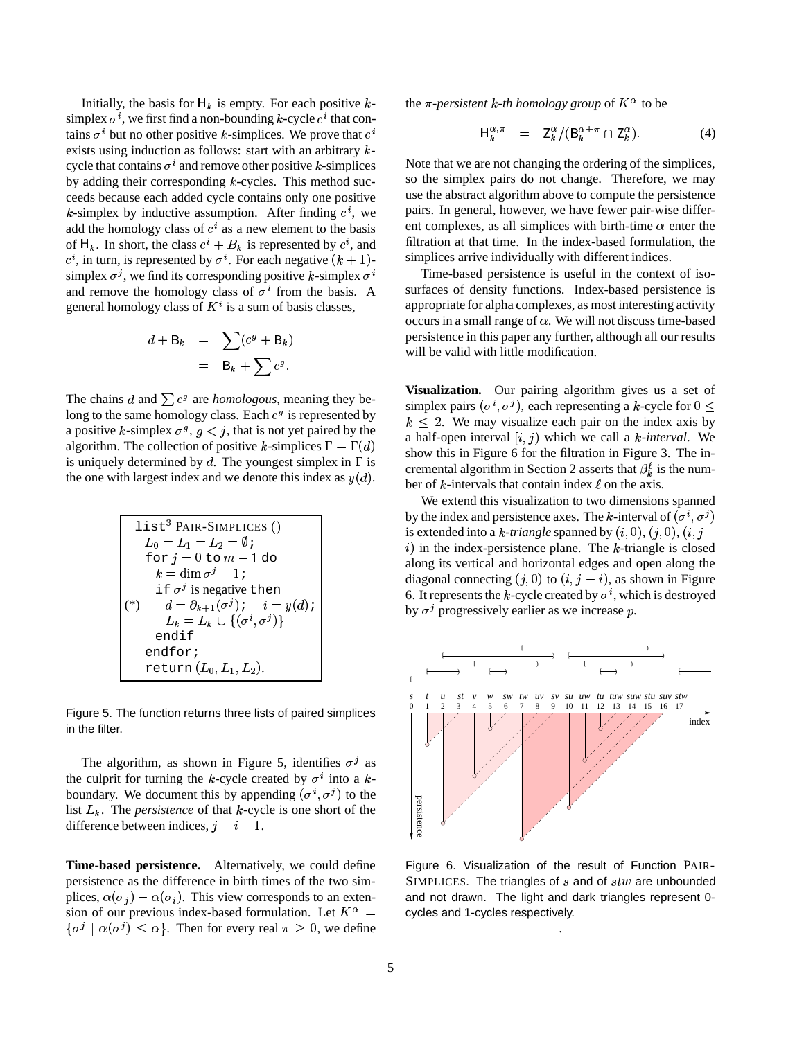Initially, the basis for $\mathsf{H}_k$ is empty. For each positive $k$-simplex $\sigma^i$, we first find a non-bounding $k$-cycle $c^i$ that contains $\sigma^i$ but no other positive $k$-simplices. We prove that $c^i$ exists using induction as follows: start with an arbitrary $k$-cycle that contains $\sigma^i$ and remove other positive $k$-simplices by adding their corresponding $k$-cycles. This method succeeds because each added cycle contains only one positive $k$-simplex by inductive assumption. After finding $c^i$, we add the homology class of $c^i$ as a new element to the basis of $\mathsf{H}_k$. In short, the class $c^i + B_k$ is represented by $c^i$, and $c^i$, in turn, is represented by $\sigma^i$. For each negative $(k+1)$-simplex $\sigma^j$, we find its corresponding positive $k$-simplex $\sigma^i$ and remove the homology class of $\sigma^i$ from the basis. A general homology class of $K^i$ is a sum of basis classes,

$$
\begin{aligned}
d + \mathsf{B}_k &= \sum (c^g + \mathsf{B}_k) \\
&= \mathsf{B}_k + \sum c^g.
\end{aligned}
$$

The chains $d$ and $\sum c^g$ are *homologous*, meaning they belong to the same homology class. Each $c^g$ is represented by a positive $k$-simplex $\sigma^g$, $g < j$, that is not yet paired by the algorithm. The collection of positive $k$-simplices $\Gamma = \Gamma(d)$ is uniquely determined by $d$. The youngest simplex in $\Gamma$ is the one with largest index and we denote this index as $y(d)$.

```
     list^3 PAIR-SIMPLICES ()
       L_0 = L_1 = L_2 = ∅;
       for j = 0 to m − 1 do
         k = dim σ^j − 1;
         if σ^j is negative then
(*)        d = ∂_{k+1}(σ^j);   i = y(d);
           L_k = L_k ∪ {(σ^i, σ^j)}
         endif
       endfor;
       return (L_0, L_1, L_2).
```

Figure 5. The function returns three lists of paired simplices in the filter.

The algorithm, as shown in Figure 5, identifies $\sigma^j$ as the culprit for turning the $k$-cycle created by $\sigma^i$ into a $k$-boundary. We document this by appending $(\sigma^i, \sigma^j)$ to the list $L_k$. The *persistence* of that $k$-cycle is one short of the difference between indices, $j - i - 1$.

**Time-based persistence.** Alternatively, we could define persistence as the difference in birth times of the two simplices, $\alpha(\sigma_j) - \alpha(\sigma_i)$. This view corresponds to an extension of our previous index-based formulation. Let $K^\alpha = \{\sigma^j \mid \alpha(\sigma^j) \le \alpha\}$. Then for every real $\pi \ge 0$, we define the $\pi$-*persistent* $k$-*th homology group* of $K^\alpha$ to be

$$
\mathsf{H}_k^{\alpha,\pi} \quad = \quad \mathsf{Z}_k^\alpha / (\mathsf{B}_k^{\alpha+\pi} \cap \mathsf{Z}_k^\alpha). \qquad (4)
$$

Note that we are not changing the ordering of the simplices, so the simplex pairs do not change. Therefore, we may use the abstract algorithm above to compute the persistence pairs. In general, however, we have fewer pair-wise different complexes, as all simplices with birth-time $\alpha$ enter the filtration at that time. In the index-based formulation, the simplices arrive individually with different indices.

Time-based persistence is useful in the context of isosurfaces of density functions. Index-based persistence is appropriate for alpha complexes, as most interesting activity occurs in a small range of $\alpha$. We will not discuss time-based persistence in this paper any further, although all our results will be valid with little modification.

**Visualization.** Our pairing algorithm gives us a set of simplex pairs $(\sigma^i, \sigma^j)$, each representing a $k$-cycle for $0 \le k \le 2$. We may visualize each pair on the index axis by a half-open interval $[i, j)$ which we call a $k$-*interval*. We show this in Figure 6 for the filtration in Figure 3. The incremental algorithm in Section 2 asserts that $\beta_k^\ell$ is the number of $k$-intervals that contain index $\ell$ on the axis.

We extend this visualization to two dimensions spanned by the index and persistence axes. The $k$-interval of $(\sigma^i, \sigma^j)$ is extended into a $k$-*triangle* spanned by $(i, 0)$, $(j, 0)$, $(i, j - i)$ in the index-persistence plane. The $k$-triangle is closed along its vertical and horizontal edges and open along the diagonal connecting $(j, 0)$ to $(i, j - i)$, as shown in Figure 6. It represents the $k$-cycle created by $\sigma^i$, which is destroyed by $\sigma^j$ progressively earlier as we increase $p$.

Figure 6. Visualization of the result of Function PAIR-SIMPLICES. The triangles of $s$ and of $stw$ are unbounded and not drawn. The light and dark triangles represent 0-cycles and 1-cycles respectively.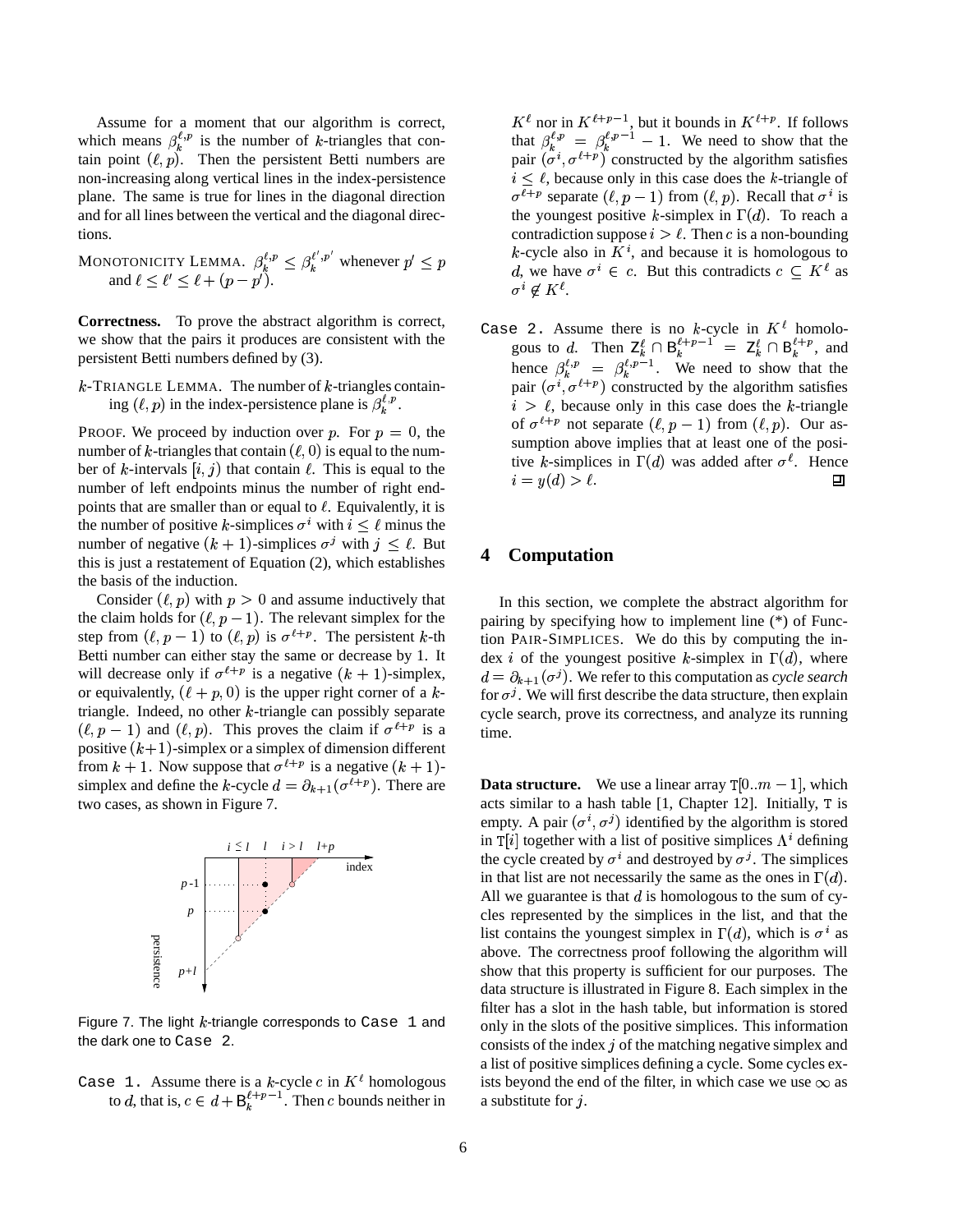Assume for a moment that our algorithm is correct, which means $\beta_k^{\ell,p}$ is the number of $k$-triangles that contain point $(\ell, p)$. Then the persistent Betti numbers are non-increasing along vertical lines in the index-persistence plane. The same is true for lines in the diagonal direction and for all lines between the vertical and the diagonal directions.

MONOTONICITY LEMMA. $\beta_k^{\ell,p} \leq \beta_k^{\ell',p'}$ whenever $p' \leq p$ and $\ell \leq \ell' \leq \ell + (p - p')$.

**Correctness.** To prove the abstract algorithm is correct, we show that the pairs it produces are consistent with the persistent Betti numbers defined by (3).

$k$-TRIANGLE LEMMA. The number of $k$-triangles containing $(\ell, p)$ in the index-persistence plane is $\beta_k^{\ell,p}$.

PROOF. We proceed by induction over $p$. For $p = 0$, the number of $k$-triangles that contain $(\ell, 0)$ is equal to the number of $k$-intervals $[i, j)$ that contain $\ell$. This is equal to the number of left endpoints minus the number of right endpoints that are smaller than or equal to $\ell$. Equivalently, it is the number of positive $k$-simplices $\sigma^i$ with $i \leq \ell$ minus the number of negative $(k+1)$-simplices $\sigma^j$ with $j \leq \ell$. But this is just a restatement of Equation (2), which establishes the basis of the induction.

Consider $(\ell, p)$ with $p > 0$ and assume inductively that the claim holds for $(\ell, p-1)$. The relevant simplex for the step from $(\ell, p-1)$ to $(\ell, p)$ is $\sigma^{\ell+p}$. The persistent $k$-th Betti number can either stay the same or decrease by 1. It will decrease only if $\sigma^{\ell+p}$ is a negative $(k+1)$-simplex, or equivalently, $(\ell + p, 0)$ is the upper right corner of a $k$-triangle. Indeed, no other $k$-triangle can possibly separate $(\ell, p-1)$ and $(\ell, p)$. This proves the claim if $\sigma^{\ell+p}$ is a positive $(k+1)$-simplex or a simplex of dimension different from $k+1$. Now suppose that $\sigma^{\ell+p}$ is a negative $(k+1)$-simplex and define the $k$-cycle $d = \partial_{k+1}(\sigma^{\ell+p})$. There are two cases, as shown in Figure 7.

Figure 7. The light $k$-triangle corresponds to `Case 1` and the dark one to `Case 2`.

`Case 1.` Assume there is a $k$-cycle $c$ in $K^\ell$ homologous to $d$, that is, $c \in d + \mathsf{B}_k^{\ell+p-1}$. Then $c$ bounds neither in $K^\ell$ nor in $K^{\ell+p-1}$, but it bounds in $K^{\ell+p}$. If follows that $\beta_k^{\ell,p} = \beta_k^{\ell,p-1} - 1$. We need to show that the pair $(\sigma^i, \sigma^{\ell+p})$ constructed by the algorithm satisfies $i \leq \ell$, because only in this case does the $k$-triangle of $\sigma^{\ell+p}$ separate $(\ell, p-1)$ from $(\ell, p)$. Recall that $\sigma^i$ is the youngest positive $k$-simplex in $\Gamma(d)$. To reach a contradiction suppose $i > \ell$. Then $c$ is a non-bounding $k$-cycle also in $K^i$, and because it is homologous to $d$, we have $\sigma^i \in c$. But this contradicts $c \subseteq K^\ell$ as $\sigma^i \notin K^\ell$.

`Case 2.` Assume there is no $k$-cycle in $K^\ell$ homologous to $d$. Then $\mathsf{Z}_k^\ell \cap \mathsf{B}_k^{\ell+p-1} = \mathsf{Z}_k^\ell \cap \mathsf{B}_k^{\ell+p}$, and hence $\beta_k^{\ell,p} = \beta_k^{\ell,p-1}$. We need to show that the pair $(\sigma^i, \sigma^{\ell+p})$ constructed by the algorithm satisfies $i > \ell$, because only in this case does the $k$-triangle of $\sigma^{\ell+p}$ not separate $(\ell, p-1)$ from $(\ell, p)$. Our assumption above implies that at least one of the positive $k$-simplices in $\Gamma(d)$ was added after $\sigma^\ell$. Hence $i = y(d) > \ell$. ∎

## 4 Computation

In this section, we complete the abstract algorithm for pairing by specifying how to implement line (*) of Function PAIR-SIMPLICES. We do this by computing the index $i$ of the youngest positive $k$-simplex in $\Gamma(d)$, where $d = \partial_{k+1}(\sigma^j)$. We refer to this computation as *cycle search* for $\sigma^j$. We will first describe the data structure, then explain cycle search, prove its correctness, and analyze its running time.

**Data structure.** We use a linear array $\mathtt{T}[0..m-1]$, which acts similar to a hash table [1, Chapter 12]. Initially, T is empty. A pair $(\sigma^i, \sigma^j)$ identified by the algorithm is stored in $\mathtt{T}[i]$ together with a list of positive simplices $\Lambda^i$ defining the cycle created by $\sigma^i$ and destroyed by $\sigma^j$. The simplices in that list are not necessarily the same as the ones in $\Gamma(d)$. All we guarantee is that $d$ is homologous to the sum of cycles represented by the simplices in the list, and that the list contains the youngest simplex in $\Gamma(d)$, which is $\sigma^i$ as above. The correctness proof following the algorithm will show that this property is sufficient for our purposes. The data structure is illustrated in Figure 8. Each simplex in the filter has a slot in the hash table, but information is stored only in the slots of the positive simplices. This information consists of the index $j$ of the matching negative simplex and a list of positive simplices defining a cycle. Some cycles exists beyond the end of the filter, in which case we use $\infty$ as a substitute for $j$.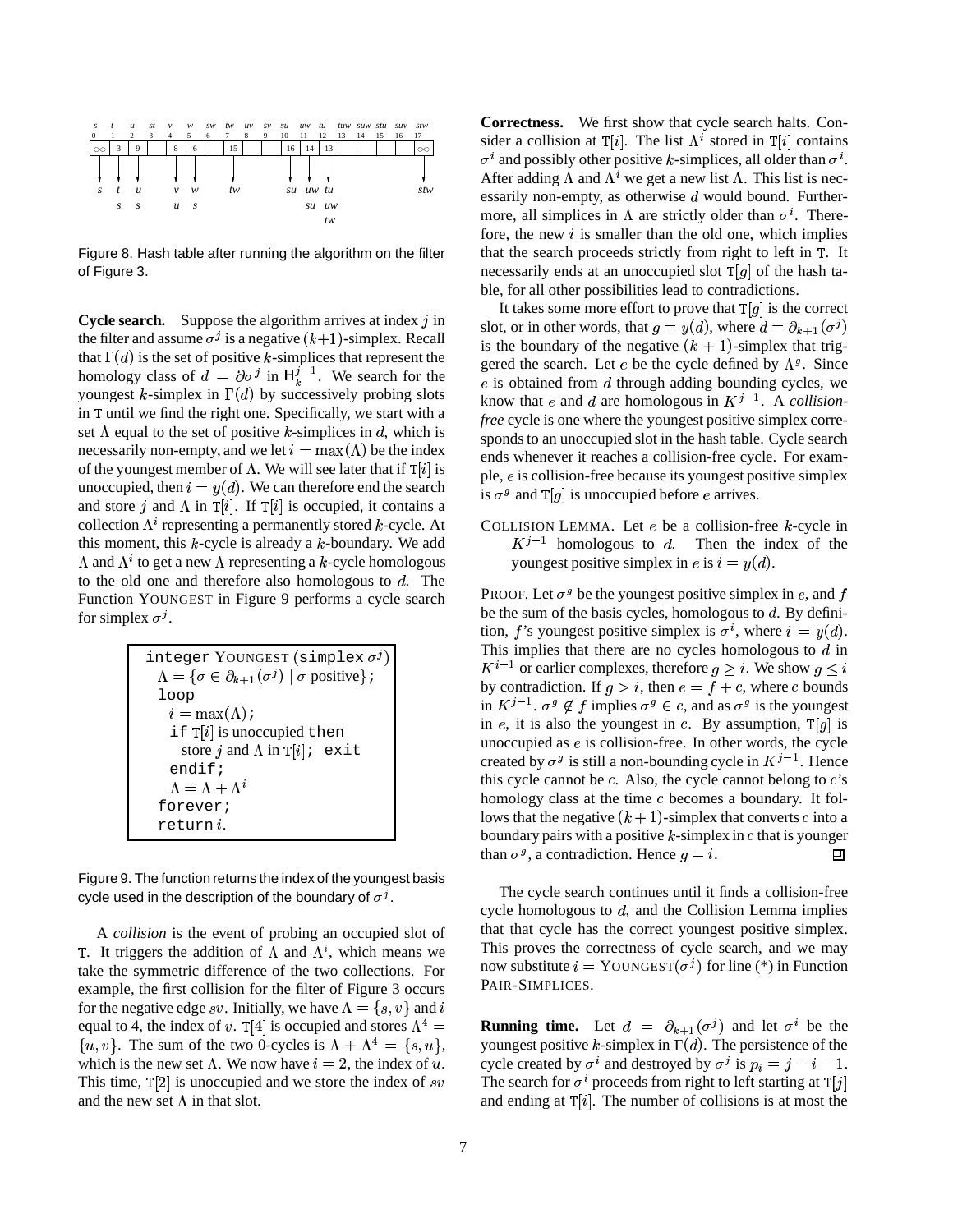Figure 8. Hash table after running the algorithm on the filter of Figure 3.

**Cycle search.** Suppose the algorithm arrives at index $j$ in the filter and assume $\sigma^j$ is a negative $(k+1)$-simplex. Recall that $\Gamma(d)$ is the set of positive $k$-simplices that represent the homology class of $d = \partial\sigma^j$ in $\mathsf{H}_k^{j-1}$. We search for the youngest $k$-simplex in $\Gamma(d)$ by successively probing slots in T until we find the right one. Specifically, we start with a set $\Lambda$ equal to the set of positive $k$-simplices in $d$, which is necessarily non-empty, and we let $i = \max(\Lambda)$ be the index of the youngest member of $\Lambda$. We will see later that if $\mathtt{T}[i]$ is unoccupied, then $i = y(d)$. We can therefore end the search and store $j$ and $\Lambda$ in $\mathtt{T}[i]$. If $\mathtt{T}[i]$ is occupied, it contains a collection $\Lambda^i$ representing a permanently stored $k$-cycle. At this moment, this $k$-cycle is already a $k$-boundary. We add $\Lambda$ and $\Lambda^i$ to get a new $\Lambda$ representing a $k$-cycle homologous to the old one and therefore also homologous to $d$. The Function YOUNGEST in Figure 9 performs a cycle search for simplex $\sigma^j$.

```
integer YOUNGEST (simplex σ^j)
  Λ = {σ ∈ ∂_{k+1}(σ^j) | σ positive};
  loop
    i = max(Λ);
    if T[i] is unoccupied then
      store j and Λ in T[i]; exit
    endif;
    Λ = Λ + Λ^i
  forever;
  return i.
```

Figure 9. The function returns the index of the youngest basis cycle used in the description of the boundary of $\sigma^j$.

A *collision* is the event of probing an occupied slot of T. It triggers the addition of $\Lambda$ and $\Lambda^i$, which means we take the symmetric difference of the two collections. For example, the first collision for the filter of Figure 3 occurs for the negative edge $sv$. Initially, we have $\Lambda = \{s, v\}$ and $i$ equal to 4, the index of $v$. $\mathtt{T}[4]$ is occupied and stores $\Lambda^4 = \{u, v\}$. The sum of the two 0-cycles is $\Lambda + \Lambda^4 = \{s, u\}$, which is the new set $\Lambda$. We now have $i = 2$, the index of $u$. This time, $\mathtt{T}[2]$ is unoccupied and we store the index of $sv$ and the new set $\Lambda$ in that slot.

**Correctness.** We first show that cycle search halts. Consider a collision at $\mathtt{T}[i]$. The list $\Lambda^i$ stored in $\mathtt{T}[i]$ contains $\sigma^i$ and possibly other positive $k$-simplices, all older than $\sigma^i$. After adding $\Lambda$ and $\Lambda^i$ we get a new list $\Lambda$. This list is necessarily non-empty, as otherwise $d$ would bound. Furthermore, all simplices in $\Lambda$ are strictly older than $\sigma^i$. Therefore, the new $i$ is smaller than the old one, which implies that the search proceeds strictly from right to left in T. It necessarily ends at an unoccupied slot $\mathtt{T}[g]$ of the hash table, for all other possibilities lead to contradictions.

It takes some more effort to prove that $\mathtt{T}[g]$ is the correct slot, or in other words, that $g = y(d)$, where $d = \partial_{k+1}(\sigma^j)$ is the boundary of the negative $(k+1)$-simplex that triggered the search. Let $e$ be the cycle defined by $\Lambda^g$. Since $e$ is obtained from $d$ through adding bounding cycles, we know that $e$ and $d$ are homologous in $K^{j-1}$. A *collision-free* cycle is one where the youngest positive simplex corresponds to an unoccupied slot in the hash table. Cycle search ends whenever it reaches a collision-free cycle. For example, $e$ is collision-free because its youngest positive simplex is $\sigma^g$ and $\mathtt{T}[g]$ is unoccupied before $e$ arrives.

COLLISION LEMMA. Let $e$ be a collision-free $k$-cycle in $K^{j-1}$ homologous to $d$. Then the index of the youngest positive simplex in $e$ is $i = y(d)$.

PROOF. Let $\sigma^g$ be the youngest positive simplex in $e$, and $f$ be the sum of the basis cycles, homologous to $d$. By definition, $f$'s youngest positive simplex is $\sigma^i$, where $i = y(d)$. This implies that there are no cycles homologous to $d$ in $K^{i-1}$ or earlier complexes, therefore $g \geq i$. We show $g \leq i$ by contradiction. If $g > i$, then $e = f + c$, where $c$ bounds in $K^{j-1}$. $\sigma^g \notin f$ implies $\sigma^g \in c$, and as $\sigma^g$ is the youngest in $e$, it is also the youngest in $c$. By assumption, $\mathtt{T}[g]$ is unoccupied as $e$ is collision-free. In other words, the cycle created by $\sigma^g$ is still a non-bounding cycle in $K^{j-1}$. Hence this cycle cannot be $c$. Also, the cycle cannot belong to $c$'s homology class at the time $c$ becomes a boundary. It follows that the negative $(k+1)$-simplex that converts $c$ into a boundary pairs with a positive $k$-simplex in $c$ that is younger than $\sigma^g$, a contradiction. Hence $g = i$. $\square$

The cycle search continues until it finds a collision-free cycle homologous to $d$, and the Collision Lemma implies that that cycle has the correct youngest positive simplex. This proves the correctness of cycle search, and we may now substitute $i = \text{YOUNGEST}(\sigma^j)$ for line (*) in Function PAIR-SIMPLICES.

**Running time.** Let $d = \partial_{k+1}(\sigma^j)$ and let $\sigma^i$ be the youngest positive $k$-simplex in $\Gamma(d)$. The persistence of the cycle created by $\sigma^i$ and destroyed by $\sigma^j$ is $p_i = j - i - 1$. The search for $\sigma^i$ proceeds from right to left starting at $\mathtt{T}[j]$ and ending at $\mathtt{T}[i]$. The number of collisions is at most the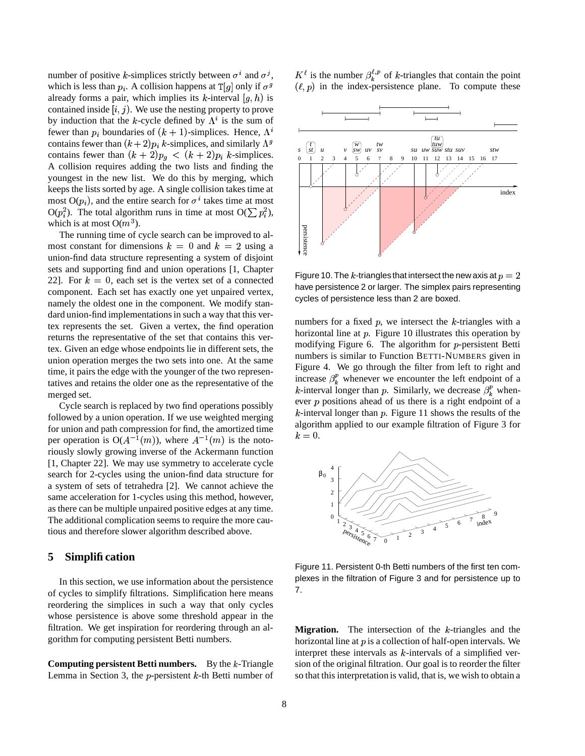number of positive $k$-simplices strictly between $\sigma^i$ and $\sigma^j$, which is less than $p_i$. A collision happens at $\mathtt{T}[g]$ only if $\sigma^g$ already forms a pair, which implies its $k$-interval $[g, h)$ is contained inside $[i, j)$. We use the nesting property to prove by induction that the $k$-cycle defined by $\Lambda^i$ is the sum of fewer than $p_i$ boundaries of $(k+1)$-simplices. Hence, $\Lambda^i$ contains fewer than $(k+2)p_i$ $k$-simplices, and similarly $\Lambda^g$ contains fewer than $(k+2)p_g < (k+2)p_i$ $k$-simplices. A collision requires adding the two lists and finding the youngest in the new list. We do this by merging, which keeps the lists sorted by age. A single collision takes time at most $O(p_i)$, and the entire search for $\sigma^i$ takes time at most $O(p_i^2)$. The total algorithm runs in time at most $O(\sum p_i^2)$, which is at most $O(m^3)$.

The running time of cycle search can be improved to almost constant for dimensions $k = 0$ and $k = 2$ using a union-find data structure representing a system of disjoint sets and supporting find and union operations [1, Chapter 22]. For $k = 0$, each set is the vertex set of a connected component. Each set has exactly one yet unpaired vertex, namely the oldest one in the component. We modify standard union-find implementations in such a way that this vertex represents the set. Given a vertex, the find operation returns the representative of the set that contains this vertex. Given an edge whose endpoints lie in different sets, the union operation merges the two sets into one. At the same time, it pairs the edge with the younger of the two representatives and retains the older one as the representative of the merged set.

Cycle search is replaced by two find operations possibly followed by a union operation. If we use weighted merging for union and path compression for find, the amortized time per operation is $O(A^{-1}(m))$, where $A^{-1}(m)$ is the notoriously slowly growing inverse of the Ackermann function [1, Chapter 22]. We may use symmetry to accelerate cycle search for 2-cycles using the union-find data structure for a system of sets of tetrahedra [2]. We cannot achieve the same acceleration for 1-cycles using this method, however, as there can be multiple unpaired positive edges at any time. The additional complication seems to require the more cautious and therefore slower algorithm described above.

## 5 Simplification

In this section, we use information about the persistence of cycles to simplify filtrations. Simplification here means reordering the simplices in such a way that only cycles whose persistence is above some threshold appear in the filtration. We get inspiration for reordering through an algorithm for computing persistent Betti numbers.

**Computing persistent Betti numbers.** By the $k$-Triangle Lemma in Section 3, the $p$-persistent $k$-th Betti number of $K^\ell$ is the number $\beta_k^{\ell,p}$ of $k$-triangles that contain the point $(\ell, p)$ in the index-persistence plane. To compute these numbers for a fixed $p$, we intersect the $k$-triangles with a horizontal line at $p$. Figure 10 illustrates this operation by modifying Figure 6. The algorithm for $p$-persistent Betti numbers is similar to Function BETTI-NUMBERS given in Figure 4. We go through the filter from left to right and increase $\beta_k^p$ whenever we encounter the left endpoint of a $k$-interval longer than $p$. Similarly, we decrease $\beta_k^p$ whenever $p$ positions ahead of us there is a right endpoint of a $k$-interval longer than $p$. Figure 11 shows the results of the algorithm applied to our example filtration of Figure 3 for $k = 0$.

Figure 10. The $k$-triangles that intersect the new axis at $p = 2$ have persistence 2 or larger. The simplex pairs representing cycles of persistence less than 2 are boxed.

Figure 11. Persistent 0-th Betti numbers of the first ten complexes in the filtration of Figure 3 and for persistence up to 7.

**Migration.** The intersection of the $k$-triangles and the horizontal line at $p$ is a collection of half-open intervals. We interpret these intervals as $k$-intervals of a simplified version of the original filtration. Our goal is to reorder the filter so that this interpretation is valid, that is, we wish to obtain a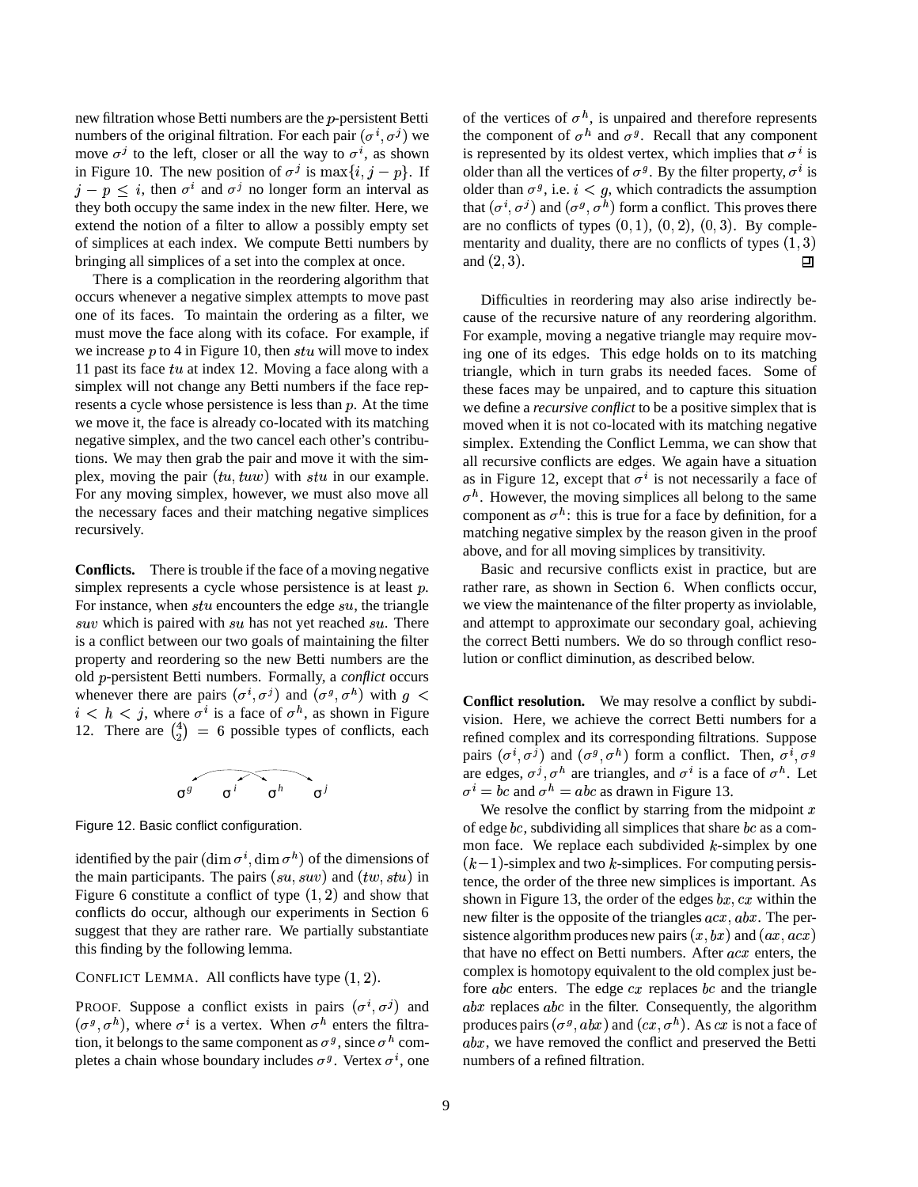new filtration whose Betti numbers are the $p$-persistent Betti numbers of the original filtration. For each pair $(\sigma^i, \sigma^j)$ we move $\sigma^j$ to the left, closer or all the way to $\sigma^i$, as shown in Figure 10. The new position of $\sigma^j$ is $\max\{i, j-p\}$. If $j - p \le i$, then $\sigma^i$ and $\sigma^j$ no longer form an interval as they both occupy the same index in the new filter. Here, we extend the notion of a filter to allow a possibly empty set of simplices at each index. We compute Betti numbers by bringing all simplices of a set into the complex at once.

There is a complication in the reordering algorithm that occurs whenever a negative simplex attempts to move past one of its faces. To maintain the ordering as a filter, we must move the face along with its coface. For example, if we increase $p$ to 4 in Figure 10, then $stu$ will move to index 11 past its face $tu$ at index 12. Moving a face along with a simplex will not change any Betti numbers if the face represents a cycle whose persistence is less than $p$. At the time we move it, the face is already co-located with its matching negative simplex, and the two cancel each other's contributions. We may then grab the pair and move it with the simplex, moving the pair $(tu, tuw)$ with $stu$ in our example. For any moving simplex, however, we must also move all the necessary faces and their matching negative simplices recursively.

**Conflicts.** There is trouble if the face of a moving negative simplex represents a cycle whose persistence is at least $p$. For instance, when $stu$ encounters the edge $su$, the triangle $suv$ which is paired with $su$ has not yet reached $su$. There is a conflict between our two goals of maintaining the filter property and reordering so the new Betti numbers are the old $p$-persistent Betti numbers. Formally, a *conflict* occurs whenever there are pairs $(\sigma^i, \sigma^j)$ and $(\sigma^g, \sigma^h)$ with $g < i < h < j$, where $\sigma^i$ is a face of $\sigma^h$, as shown in Figure 12. There are $\binom{4}{2} = 6$ possible types of conflicts, each identified by the pair $(\dim \sigma^i, \dim \sigma^h)$ of the dimensions of the main participants. The pairs $(su, suv)$ and $(tw, stu)$ in Figure 6 constitute a conflict of type $(1, 2)$ and show that conflicts do occur, although our experiments in Section 6 suggest that they are rather rare. We partially substantiate this finding by the following lemma.

Figure 12. Basic conflict configuration.

CONFLICT LEMMA. All conflicts have type $(1, 2)$.

PROOF. Suppose a conflict exists in pairs $(\sigma^i, \sigma^j)$ and $(\sigma^g, \sigma^h)$, where $\sigma^i$ is a vertex. When $\sigma^h$ enters the filtration, it belongs to the same component as $\sigma^g$, since $\sigma^h$ completes a chain whose boundary includes $\sigma^g$. Vertex $\sigma^i$, one of the vertices of $\sigma^h$, is unpaired and therefore represents the component of $\sigma^h$ and $\sigma^g$. Recall that any component is represented by its oldest vertex, which implies that $\sigma^i$ is older than all the vertices of $\sigma^g$. By the filter property, $\sigma^i$ is older than $\sigma^g$, i.e. $i < g$, which contradicts the assumption that $(\sigma^i, \sigma^j)$ and $(\sigma^g, \sigma^h)$ form a conflict. This proves there are no conflicts of types $(0, 1)$, $(0, 2)$, $(0, 3)$. By complementarity and duality, there are no conflicts of types $(1, 3)$ and $(2, 3)$. ∎

Difficulties in reordering may also arise indirectly because of the recursive nature of any reordering algorithm. For example, moving a negative triangle may require moving one of its edges. This edge holds on to its matching triangle, which in turn grabs its needed faces. Some of these faces may be unpaired, and to capture this situation we define a *recursive conflict* to be a positive simplex that is moved when it is not co-located with its matching negative simplex. Extending the Conflict Lemma, we can show that all recursive conflicts are edges. We again have a situation as in Figure 12, except that $\sigma^i$ is not necessarily a face of $\sigma^h$. However, the moving simplices all belong to the same component as $\sigma^h$: this is true for a face by definition, for a matching negative simplex by the reason given in the proof above, and for all moving simplices by transitivity.

Basic and recursive conflicts exist in practice, but are rather rare, as shown in Section 6. When conflicts occur, we view the maintenance of the filter property as inviolable, and attempt to approximate our secondary goal, achieving the correct Betti numbers. We do so through conflict resolution or conflict diminution, as described below.

**Conflict resolution.** We may resolve a conflict by subdivision. Here, we achieve the correct Betti numbers for a refined complex and its corresponding filtrations. Suppose pairs $(\sigma^i, \sigma^j)$ and $(\sigma^g, \sigma^h)$ form a conflict. Then, $\sigma^i, \sigma^g$ are edges, $\sigma^j, \sigma^h$ are triangles, and $\sigma^i$ is a face of $\sigma^h$. Let $\sigma^i = bc$ and $\sigma^h = abc$ as drawn in Figure 13.

We resolve the conflict by starring from the midpoint $x$ of edge $bc$, subdividing all simplices that share $bc$ as a common face. We replace each subdivided $k$-simplex by one $(k-1)$-simplex and two $k$-simplices. For computing persistence, the order of the three new simplices is important. As shown in Figure 13, the order of the edges $bx, cx$ within the new filter is the opposite of the triangles $acx, abx$. The persistence algorithm produces new pairs $(x, bx)$ and $(ax, acx)$ that have no effect on Betti numbers. After $acx$ enters, the complex is homotopy equivalent to the old complex just before $abc$ enters. The edge $cx$ replaces $bc$ and the triangle $abx$ replaces $abc$ in the filter. Consequently, the algorithm produces pairs $(\sigma^g, abx)$ and $(cx, \sigma^h)$. As $cx$ is not a face of $abx$, we have removed the conflict and preserved the Betti numbers of a refined filtration.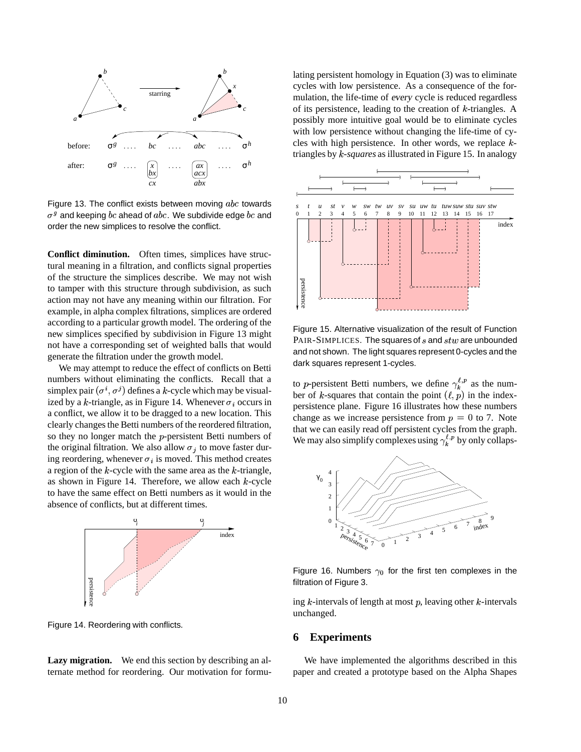Figure 13. The conflict exists between moving $abc$ towards $\sigma^g$ and keeping $bc$ ahead of $abc$. We subdivide edge $bc$ and order the new simplices to resolve the conflict.

**Conflict diminution.** Often times, simplices have structural meaning in a filtration, and conflicts signal properties of the structure the simplices describe. We may not wish to tamper with this structure through subdivision, as such action may not have any meaning within our filtration. For example, in alpha complex filtrations, simplices are ordered according to a particular growth model. The ordering of the new simplices specified by subdivision in Figure 13 might not have a corresponding set of weighted balls that would generate the filtration under the growth model.

We may attempt to reduce the effect of conflicts on Betti numbers without eliminating the conflicts. Recall that a simplex pair $(\sigma^i, \sigma^j)$ defines a $k$-cycle which may be visualized by a $k$-triangle, as in Figure 14. Whenever $\sigma_i$ occurs in a conflict, we allow it to be dragged to a new location. This clearly changes the Betti numbers of the reordered filtration, so they no longer match the $p$-persistent Betti numbers of the original filtration. We also allow $\sigma_j$ to move faster during reordering, whenever $\sigma_i$ is moved. This method creates a region of the $k$-cycle with the same area as the $k$-triangle, as shown in Figure 14. Therefore, we allow each $k$-cycle to have the same effect on Betti numbers as it would in the absence of conflicts, but at different times.

Figure 14. Reordering with conflicts.

**Lazy migration.** We end this section by describing an alternate method for reordering. Our motivation for formulating persistent homology in Equation (3) was to eliminate cycles with low persistence. As a consequence of the formulation, the life-time of *every* cycle is reduced regardless of its persistence, leading to the creation of $k$-triangles. A possibly more intuitive goal would be to eliminate cycles with low persistence without changing the life-time of cycles with high persistence. In other words, we replace $k$-triangles by *$k$-squares* as illustrated in Figure 15. In analogy

Figure 15. Alternative visualization of the result of Function PAIR-SIMPLICES. The squares of $s$ and $stw$ are unbounded and not shown. The light squares represent 0-cycles and the dark squares represent 1-cycles.

to $p$-persistent Betti numbers, we define $\gamma_k^{\ell,p}$ as the number of $k$-squares that contain the point $(\ell, p)$ in the index-persistence plane. Figure 16 illustrates how these numbers change as we increase persistence from $p = 0$ to 7. Note that we can easily read off persistent cycles from the graph. We may also simplify complexes using $\gamma_k^{\ell,p}$ by only collapsing $k$-intervals of length at most $p$, leaving other $k$-intervals unchanged.

Figure 16. Numbers $\gamma_0$ for the first ten complexes in the filtration of Figure 3.

## 6 Experiments

We have implemented the algorithms described in this paper and created a prototype based on the Alpha Shapes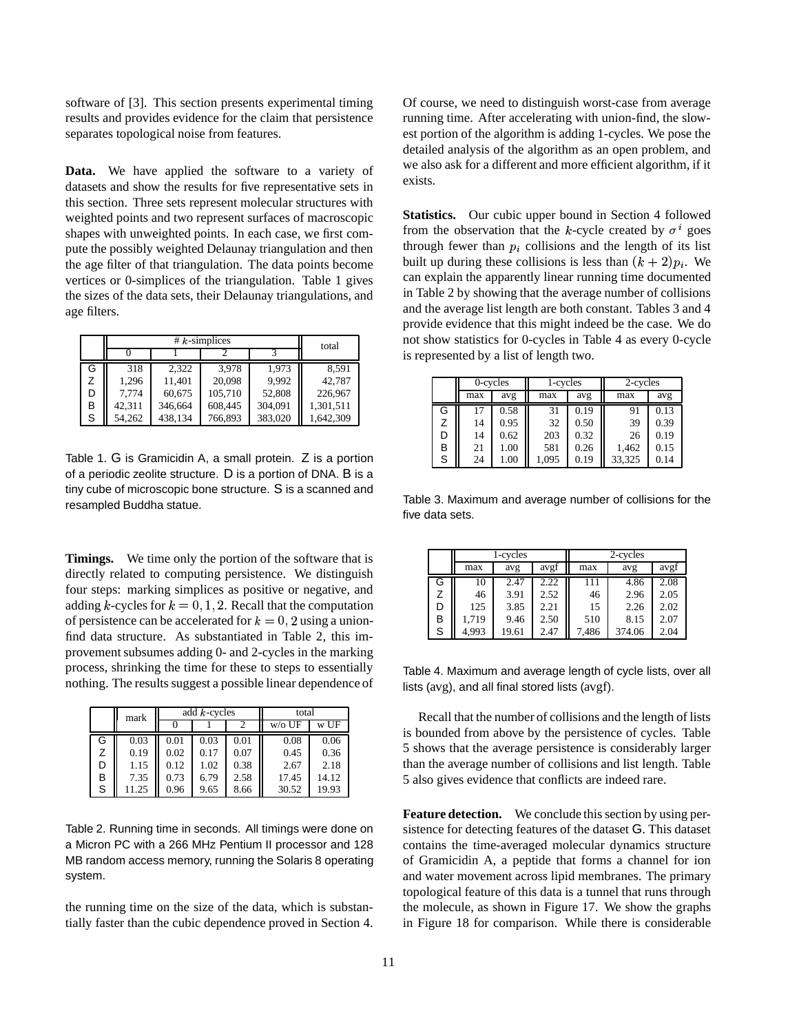software of [3]. This section presents experimental timing results and provides evidence for the claim that persistence separates topological noise from features.

**Data.** We have applied the software to a variety of datasets and show the results for five representative sets in this section. Three sets represent molecular structures with weighted points and two represent surfaces of macroscopic shapes with unweighted points. In each case, we first compute the possibly weighted Delaunay triangulation and then the age filter of that triangulation. The data points become vertices or 0-simplices of the triangulation. Table 1 gives the sizes of the data sets, their Delaunay triangulations, and age filters.

| | # $k$-simplices | | | | total |
|---|---|---|---|---|---|
| | 0 | 1 | 2 | 3 | |
| G | 318 | 2,322 | 3,978 | 1,973 | 8,591 |
| Z | 1,296 | 11,401 | 20,098 | 9,992 | 42,787 |
| D | 7,774 | 60,675 | 105,710 | 52,808 | 226,967 |
| B | 42,311 | 346,664 | 608,445 | 304,091 | 1,301,511 |
| S | 54,262 | 438,134 | 766,893 | 383,020 | 1,642,309 |

Table 1. G is Gramicidin A, a small protein. Z is a portion of a periodic zeolite structure. D is a portion of DNA. B is a tiny cube of microscopic bone structure. S is a scanned and resampled Buddha statue.

**Timings.** We time only the portion of the software that is directly related to computing persistence. We distinguish four steps: marking simplices as positive or negative, and adding $k$-cycles for $k = 0, 1, 2$. Recall that the computation of persistence can be accelerated for $k = 0, 2$ using a union-find data structure. As substantiated in Table 2, this improvement subsumes adding 0- and 2-cycles in the marking process, shrinking the time for these to steps to essentially nothing. The results suggest a possible linear dependence of the running time on the size of the data, which is substantially faster than the cubic dependence proved in Section 4.

| | mark | add $k$-cycles | | | total | |
|---|---|---|---|---|---|---|
| | | 0 | 1 | 2 | w/o UF | w UF |
| G | 0.03 | 0.01 | 0.03 | 0.01 | 0.08 | 0.06 |
| Z | 0.19 | 0.02 | 0.17 | 0.07 | 0.45 | 0.36 |
| D | 1.15 | 0.12 | 1.02 | 0.38 | 2.67 | 2.18 |
| B | 7.35 | 0.73 | 6.79 | 2.58 | 17.45 | 14.12 |
| S | 11.25 | 0.96 | 9.65 | 8.66 | 30.52 | 19.93 |

Table 2. Running time in seconds. All timings were done on a Micron PC with a 266 MHz Pentium II processor and 128 MB random access memory, running the Solaris 8 operating system.

Of course, we need to distinguish worst-case from average running time. After accelerating with union-find, the slowest portion of the algorithm is adding 1-cycles. We pose the detailed analysis of the algorithm as an open problem, and we also ask for a different and more efficient algorithm, if it exists.

**Statistics.** Our cubic upper bound in Section 4 followed from the observation that the $k$-cycle created by $\sigma^i$ goes through fewer than $p_i$ collisions and the length of its list built up during these collisions is less than $(k+2)p_i$. We can explain the apparently linear running time documented in Table 2 by showing that the average number of collisions and the average list length are both constant. Tables 3 and 4 provide evidence that this might indeed be the case. We do not show statistics for 0-cycles in Table 4 as every 0-cycle is represented by a list of length two.

| | 0-cycles | | 1-cycles | | 2-cycles | |
|---|---|---|---|---|---|---|
| | max | avg | max | avg | max | avg |
| G | 17 | 0.58 | 31 | 0.19 | 91 | 0.13 |
| Z | 14 | 0.95 | 32 | 0.50 | 39 | 0.39 |
| D | 14 | 0.62 | 203 | 0.32 | 26 | 0.19 |
| B | 21 | 1.00 | 581 | 0.26 | 1,462 | 0.15 |
| S | 24 | 1.00 | 1,095 | 0.19 | 33,325 | 0.14 |

Table 3. Maximum and average number of collisions for the five data sets.

| | 1-cycles | | | 2-cycles | | |
|---|---|---|---|---|---|---|
| | max | avg | avgf | max | avg | avgf |
| G | 10 | 2.47 | 2.22 | 111 | 4.86 | 2.08 |
| Z | 46 | 3.91 | 2.52 | 46 | 2.96 | 2.05 |
| D | 125 | 3.85 | 2.21 | 15 | 2.26 | 2.02 |
| B | 1,719 | 9.46 | 2.50 | 510 | 8.15 | 2.07 |
| S | 4,993 | 19.61 | 2.47 | 7,486 | 374.06 | 2.04 |

Table 4. Maximum and average length of cycle lists, over all lists (avg), and all final stored lists (avgf).

Recall that the number of collisions and the length of lists is bounded from above by the persistence of cycles. Table 5 shows that the average persistence is considerably larger than the average number of collisions and list length. Table 5 also gives evidence that conflicts are indeed rare.

**Feature detection.** We conclude this section by using persistence for detecting features of the dataset G. This dataset contains the time-averaged molecular dynamics structure of Gramicidin A, a peptide that forms a channel for ion and water movement across lipid membranes. The primary topological feature of this data is a tunnel that runs through the molecule, as shown in Figure 17. We show the graphs in Figure 18 for comparison. While there is considerable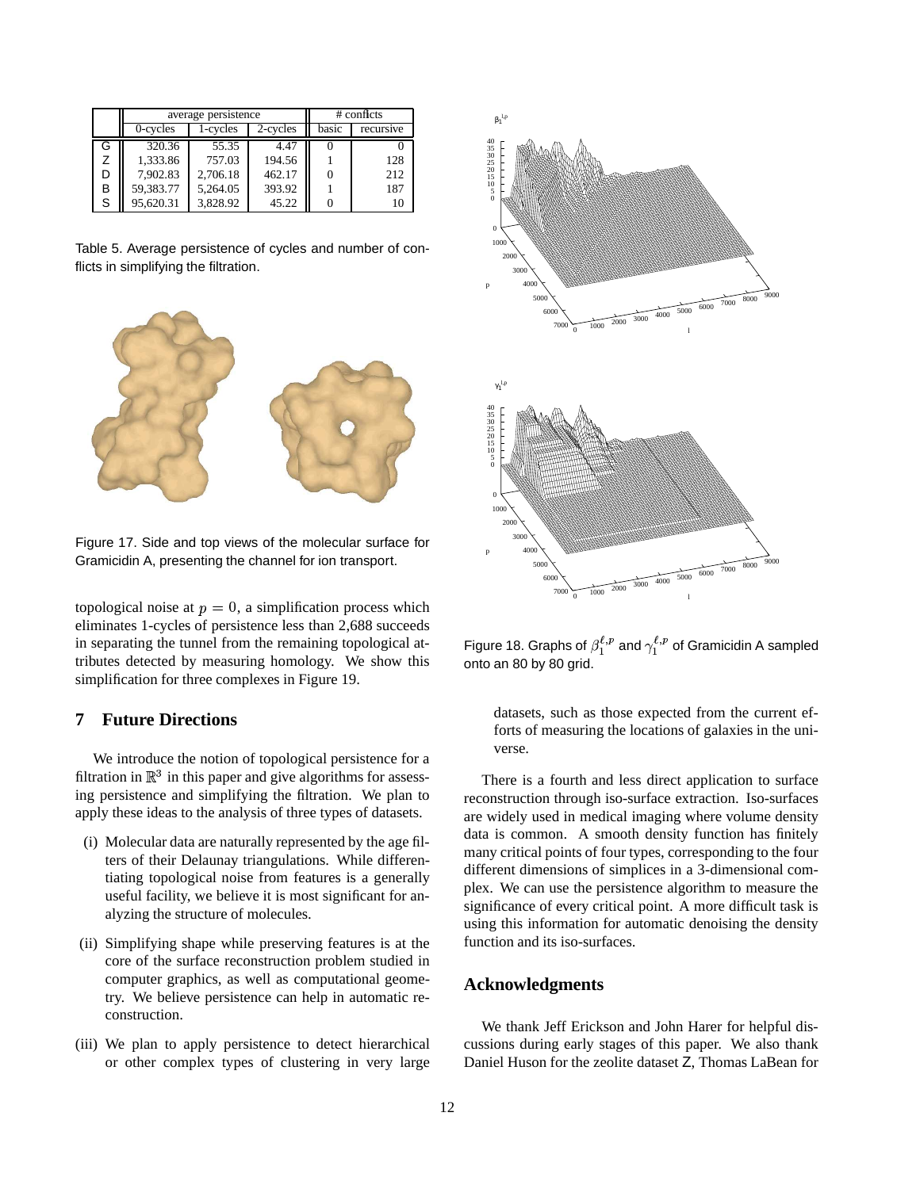| | average persistence | | | # conflicts | |
|---|---|---|---|---|---|
| | 0-cycles | 1-cycles | 2-cycles | basic | recursive |
| G | 320.36 | 55.35 | 4.47 | 0 | 0 |
| Z | 1,333.86 | 757.03 | 194.56 | 1 | 128 |
| D | 7,902.83 | 2,706.18 | 462.17 | 0 | 212 |
| B | 59,383.77 | 5,264.05 | 393.92 | 1 | 187 |
| S | 95,620.31 | 3,828.92 | 45.22 | 0 | 10 |

Table 5. Average persistence of cycles and number of conflicts in simplifying the filtration.

Figure 17. Side and top views of the molecular surface for Gramicidin A, presenting the channel for ion transport.

topological noise at $p = 0$, a simplification process which eliminates 1-cycles of persistence less than 2,688 succeeds in separating the tunnel from the remaining topological attributes detected by measuring homology. We show this simplification for three complexes in Figure 19.

## 7 Future Directions

We introduce the notion of topological persistence for a filtration in $\mathbb{R}^3$ in this paper and give algorithms for assessing persistence and simplifying the filtration. We plan to apply these ideas to the analysis of three types of datasets.

(i) Molecular data are naturally represented by the age filters of their Delaunay triangulations. While differentiating topological noise from features is a generally useful facility, we believe it is most significant for analyzing the structure of molecules.

(ii) Simplifying shape while preserving features is at the core of the surface reconstruction problem studied in computer graphics, as well as computational geometry. We believe persistence can help in automatic reconstruction.

(iii) We plan to apply persistence to detect hierarchical or other complex types of clustering in very large datasets, such as those expected from the current efforts of measuring the locations of galaxies in the universe.

Figure 18. Graphs of $\beta_1^{\ell,p}$ and $\gamma_1^{\ell,p}$ of Gramicidin A sampled onto an 80 by 80 grid.

There is a fourth and less direct application to surface reconstruction through iso-surface extraction. Iso-surfaces are widely used in medical imaging where volume density data is common. A smooth density function has finitely many critical points of four types, corresponding to the four different dimensions of simplices in a 3-dimensional complex. We can use the persistence algorithm to measure the significance of every critical point. A more difficult task is using this information for automatic denoising the density function and its iso-surfaces.

## Acknowledgments

We thank Jeff Erickson and John Harer for helpful discussions during early stages of this paper. We also thank Daniel Huson for the zeolite dataset Z, Thomas LaBean for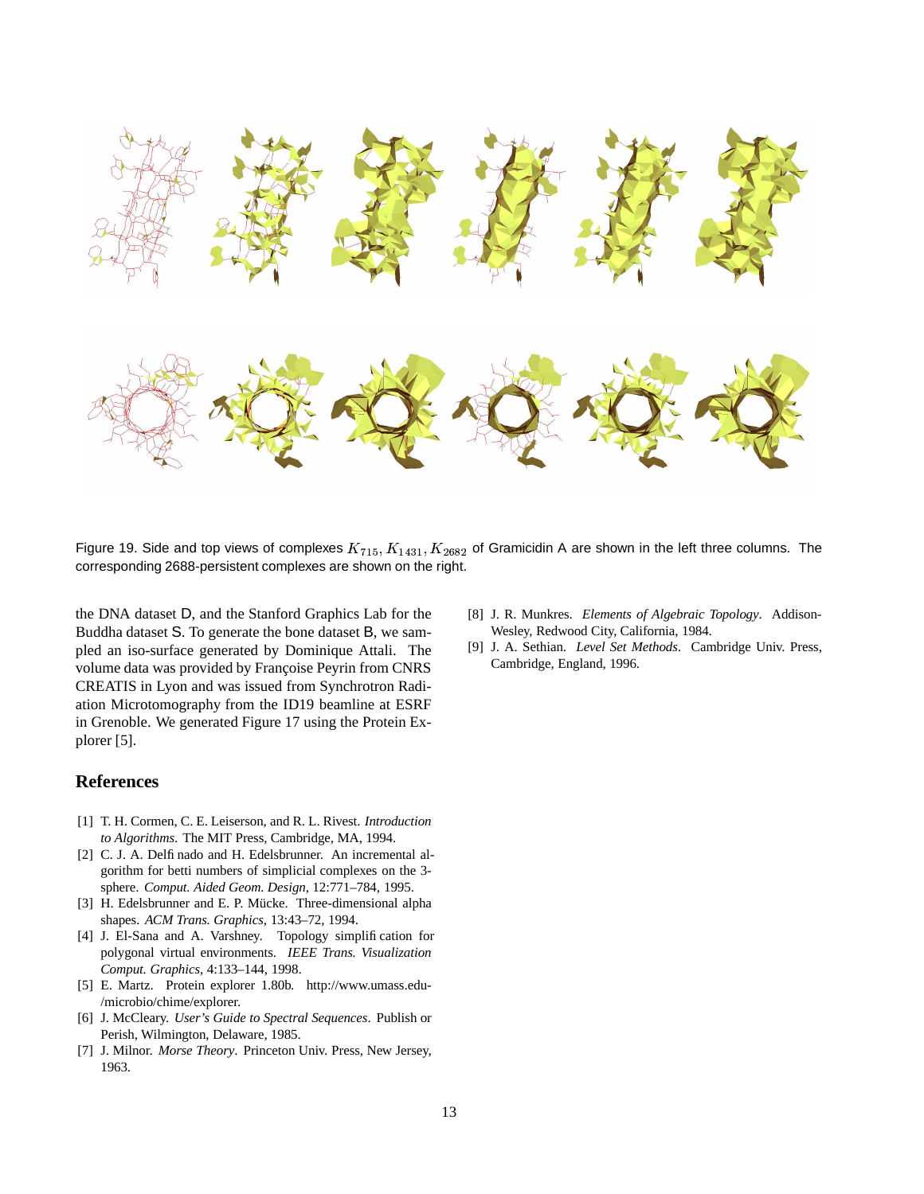Figure 19. Side and top views of complexes $K_{715}, K_{1431}, K_{2682}$ of Gramicidin A are shown in the left three columns. The corresponding 2688-persistent complexes are shown on the right.

the DNA dataset D, and the Stanford Graphics Lab for the Buddha dataset S. To generate the bone dataset B, we sampled an iso-surface generated by Dominique Attali. The volume data was provided by Françoise Peyrin from CNRS CREATIS in Lyon and was issued from Synchrotron Radiation Microtomography from the ID19 beamline at ESRF in Grenoble. We generated Figure 17 using the Protein Explorer [5].

## References

[1] T. H. Cormen, C. E. Leiserson, and R. L. Rivest. *Introduction to Algorithms*. The MIT Press, Cambridge, MA, 1994.

[2] C. J. A. Delfinado and H. Edelsbrunner. An incremental algorithm for betti numbers of simplicial complexes on the 3-sphere. *Comput. Aided Geom. Design*, 12:771–784, 1995.

[3] H. Edelsbrunner and E. P. Mücke. Three-dimensional alpha shapes. *ACM Trans. Graphics*, 13:43–72, 1994.

[4] J. El-Sana and A. Varshney. Topology simplification for polygonal virtual environments. *IEEE Trans. Visualization Comput. Graphics*, 4:133–144, 1998.

[5] E. Martz. Protein explorer 1.80b. http://www.umass.edu-/microbio/chime/explorer.

[6] J. McCleary. *User's Guide to Spectral Sequences*. Publish or Perish, Wilmington, Delaware, 1985.

[7] J. Milnor. *Morse Theory*. Princeton Univ. Press, New Jersey, 1963.

[8] J. R. Munkres. *Elements of Algebraic Topology*. Addison-Wesley, Redwood City, California, 1984.

[9] J. A. Sethian. *Level Set Methods*. Cambridge Univ. Press, Cambridge, England, 1996.